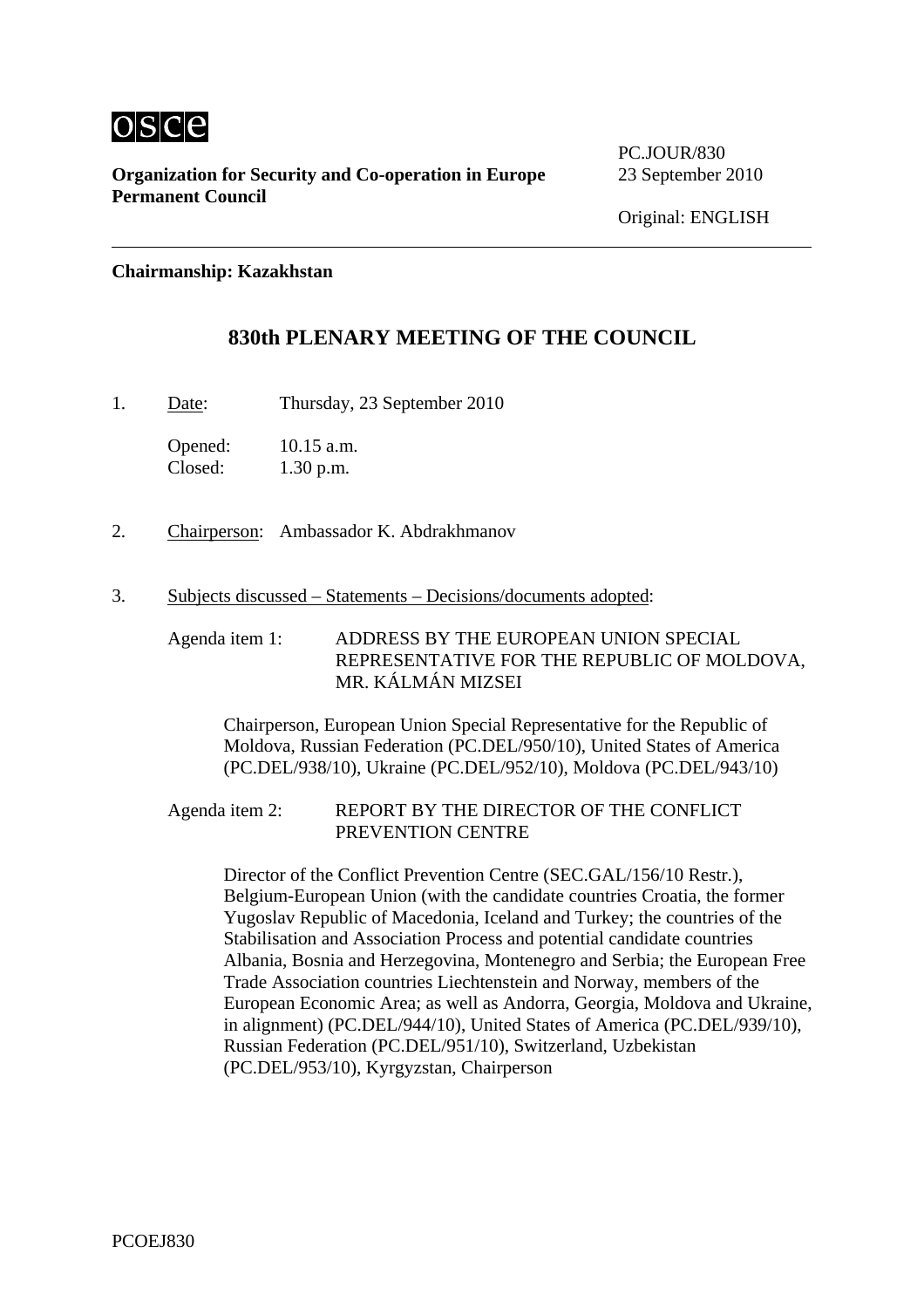osce

**Organization for Security and Co-operation in Europe**
**Permanent Council**

PC.JOUR/830
23 September 2010

Original: ENGLISH

---

**Chairmanship: Kazakhstan**

## 830th PLENARY MEETING OF THE COUNCIL

1. Date: Thursday, 23 September 2010

   Opened: 10.15 a.m.
   Closed: 1.30 p.m.

2. Chairperson: Ambassador K. Abdrakhmanov

3. Subjects discussed – Statements – Decisions/documents adopted:

   Agenda item 1: ADDRESS BY THE EUROPEAN UNION SPECIAL REPRESENTATIVE FOR THE REPUBLIC OF MOLDOVA, MR. KÁLMÁN MIZSEI

   Chairperson, European Union Special Representative for the Republic of Moldova, Russian Federation (PC.DEL/950/10), United States of America (PC.DEL/938/10), Ukraine (PC.DEL/952/10), Moldova (PC.DEL/943/10)

   Agenda item 2: REPORT BY THE DIRECTOR OF THE CONFLICT PREVENTION CENTRE

   Director of the Conflict Prevention Centre (SEC.GAL/156/10 Restr.), Belgium-European Union (with the candidate countries Croatia, the former Yugoslav Republic of Macedonia, Iceland and Turkey; the countries of the Stabilisation and Association Process and potential candidate countries Albania, Bosnia and Herzegovina, Montenegro and Serbia; the European Free Trade Association countries Liechtenstein and Norway, members of the European Economic Area; as well as Andorra, Georgia, Moldova and Ukraine, in alignment) (PC.DEL/944/10), United States of America (PC.DEL/939/10), Russian Federation (PC.DEL/951/10), Switzerland, Uzbekistan (PC.DEL/953/10), Kyrgyzstan, Chairperson

PCOEJ830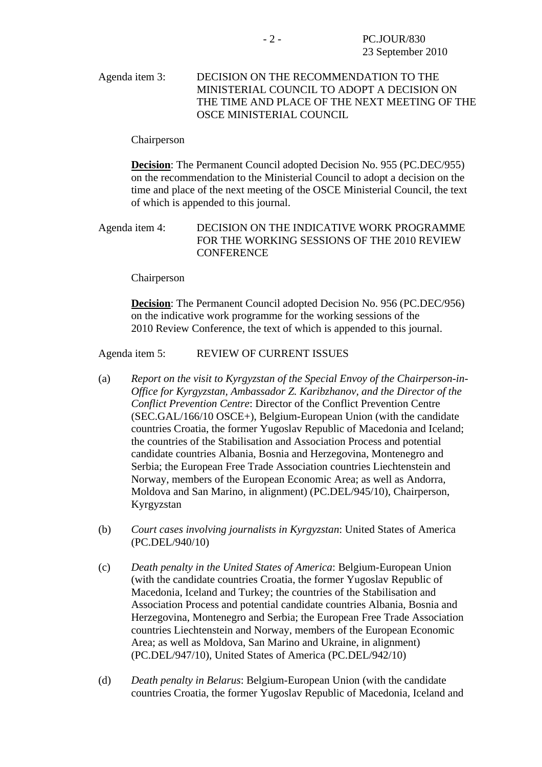Agenda item 3: DECISION ON THE RECOMMENDATION TO THE MINISTERIAL COUNCIL TO ADOPT A DECISION ON THE TIME AND PLACE OF THE NEXT MEETING OF THE OSCE MINISTERIAL COUNCIL

Chairperson

**Decision**: The Permanent Council adopted Decision No. 955 (PC.DEC/955) on the recommendation to the Ministerial Council to adopt a decision on the time and place of the next meeting of the OSCE Ministerial Council, the text of which is appended to this journal.

Agenda item 4: DECISION ON THE INDICATIVE WORK PROGRAMME FOR THE WORKING SESSIONS OF THE 2010 REVIEW CONFERENCE

Chairperson

**Decision**: The Permanent Council adopted Decision No. 956 (PC.DEC/956) on the indicative work programme for the working sessions of the 2010 Review Conference, the text of which is appended to this journal.

Agenda item 5: REVIEW OF CURRENT ISSUES

(a) *Report on the visit to Kyrgyzstan of the Special Envoy of the Chairperson-in-Office for Kyrgyzstan, Ambassador Z. Karibzhanov, and the Director of the Conflict Prevention Centre*: Director of the Conflict Prevention Centre (SEC.GAL/166/10 OSCE+), Belgium-European Union (with the candidate countries Croatia, the former Yugoslav Republic of Macedonia and Iceland; the countries of the Stabilisation and Association Process and potential candidate countries Albania, Bosnia and Herzegovina, Montenegro and Serbia; the European Free Trade Association countries Liechtenstein and Norway, members of the European Economic Area; as well as Andorra, Moldova and San Marino, in alignment) (PC.DEL/945/10), Chairperson, Kyrgyzstan

(b) *Court cases involving journalists in Kyrgyzstan*: United States of America (PC.DEL/940/10)

(c) *Death penalty in the United States of America*: Belgium-European Union (with the candidate countries Croatia, the former Yugoslav Republic of Macedonia, Iceland and Turkey; the countries of the Stabilisation and Association Process and potential candidate countries Albania, Bosnia and Herzegovina, Montenegro and Serbia; the European Free Trade Association countries Liechtenstein and Norway, members of the European Economic Area; as well as Moldova, San Marino and Ukraine, in alignment) (PC.DEL/947/10), United States of America (PC.DEL/942/10)

(d) *Death penalty in Belarus*: Belgium-European Union (with the candidate countries Croatia, the former Yugoslav Republic of Macedonia, Iceland and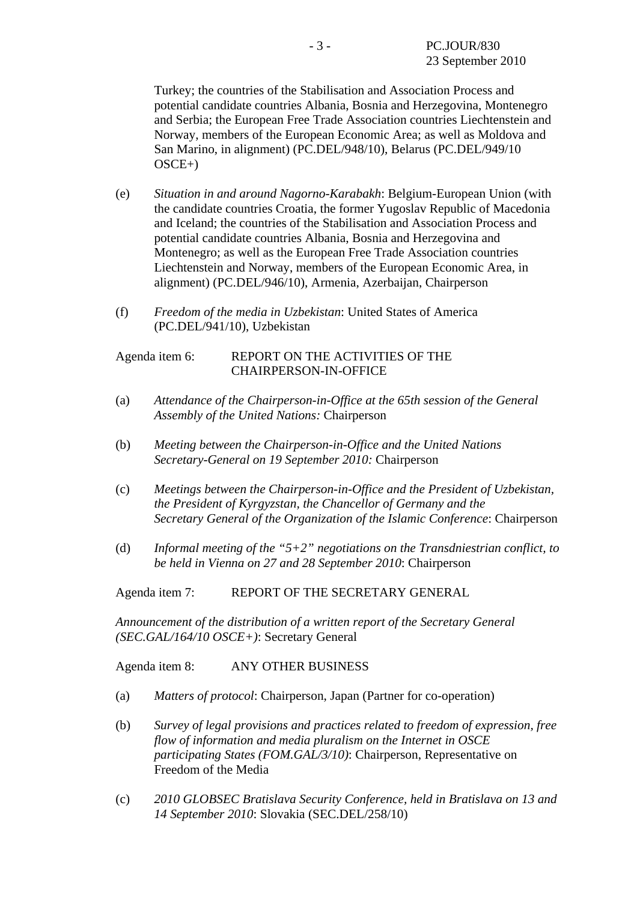Turkey; the countries of the Stabilisation and Association Process and potential candidate countries Albania, Bosnia and Herzegovina, Montenegro and Serbia; the European Free Trade Association countries Liechtenstein and Norway, members of the European Economic Area; as well as Moldova and San Marino, in alignment) (PC.DEL/948/10), Belarus (PC.DEL/949/10 OSCE+)

(e) *Situation in and around Nagorno-Karabakh*: Belgium-European Union (with the candidate countries Croatia, the former Yugoslav Republic of Macedonia and Iceland; the countries of the Stabilisation and Association Process and potential candidate countries Albania, Bosnia and Herzegovina and Montenegro; as well as the European Free Trade Association countries Liechtenstein and Norway, members of the European Economic Area, in alignment) (PC.DEL/946/10), Armenia, Azerbaijan, Chairperson

(f) *Freedom of the media in Uzbekistan*: United States of America (PC.DEL/941/10), Uzbekistan

Agenda item 6: REPORT ON THE ACTIVITIES OF THE CHAIRPERSON-IN-OFFICE

(a) *Attendance of the Chairperson-in-Office at the 65th session of the General Assembly of the United Nations:* Chairperson

(b) *Meeting between the Chairperson-in-Office and the United Nations Secretary-General on 19 September 2010:* Chairperson

(c) *Meetings between the Chairperson-in-Office and the President of Uzbekistan, the President of Kyrgyzstan, the Chancellor of Germany and the Secretary General of the Organization of the Islamic Conference*: Chairperson

(d) *Informal meeting of the "5+2" negotiations on the Transdniestrian conflict, to be held in Vienna on 27 and 28 September 2010*: Chairperson

Agenda item 7: REPORT OF THE SECRETARY GENERAL

*Announcement of the distribution of a written report of the Secretary General (SEC.GAL/164/10 OSCE+)*: Secretary General

Agenda item 8: ANY OTHER BUSINESS

(a) *Matters of protocol*: Chairperson, Japan (Partner for co-operation)

(b) *Survey of legal provisions and practices related to freedom of expression, free flow of information and media pluralism on the Internet in OSCE participating States (FOM.GAL/3/10)*: Chairperson, Representative on Freedom of the Media

(c) *2010 GLOBSEC Bratislava Security Conference, held in Bratislava on 13 and 14 September 2010*: Slovakia (SEC.DEL/258/10)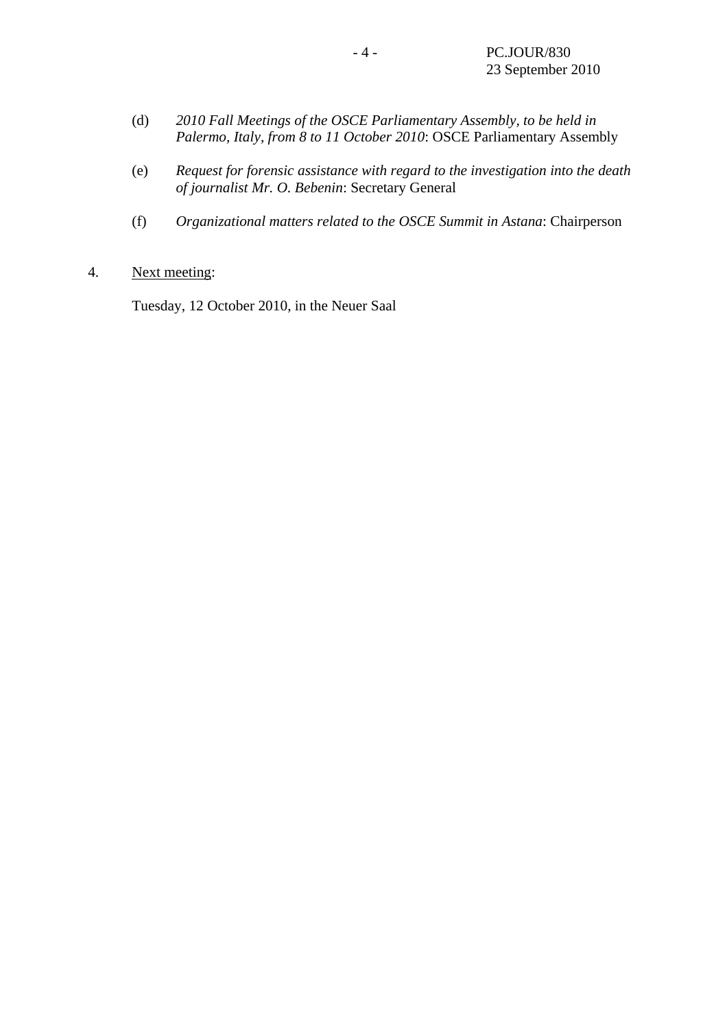(d) *2010 Fall Meetings of the OSCE Parliamentary Assembly, to be held in Palermo, Italy, from 8 to 11 October 2010*: OSCE Parliamentary Assembly

(e) *Request for forensic assistance with regard to the investigation into the death of journalist Mr. O. Bebenin*: Secretary General

(f) *Organizational matters related to the OSCE Summit in Astana*: Chairperson

4. Next meeting:

Tuesday, 12 October 2010, in the Neuer Saal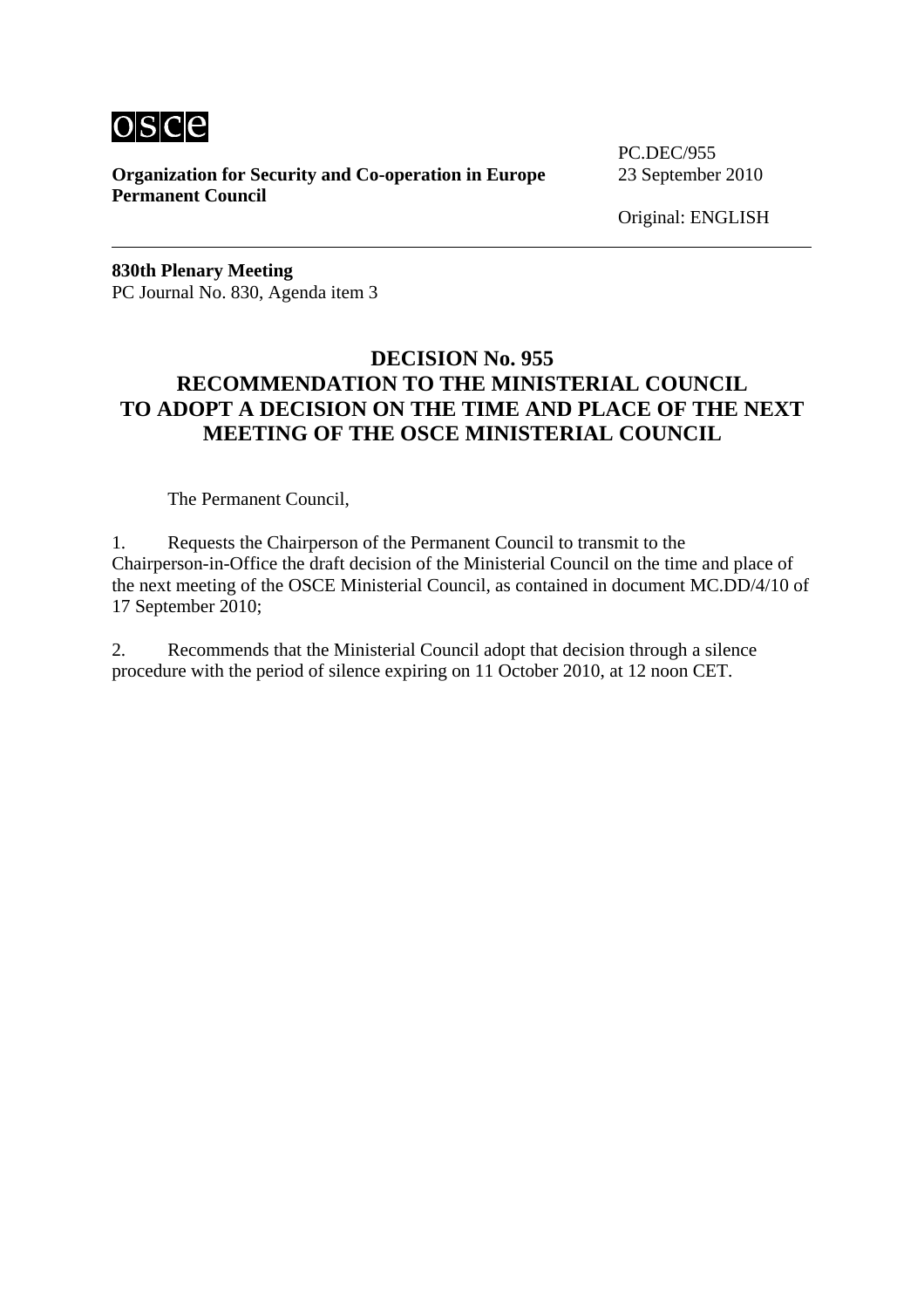osce

**Organization for Security and Co-operation in Europe**
**Permanent Council**

PC.DEC/955
23 September 2010

Original: ENGLISH

---

**830th Plenary Meeting**
PC Journal No. 830, Agenda item 3

## DECISION No. 955
## RECOMMENDATION TO THE MINISTERIAL COUNCIL TO ADOPT A DECISION ON THE TIME AND PLACE OF THE NEXT MEETING OF THE OSCE MINISTERIAL COUNCIL

The Permanent Council,

1. Requests the Chairperson of the Permanent Council to transmit to the Chairperson-in-Office the draft decision of the Ministerial Council on the time and place of the next meeting of the OSCE Ministerial Council, as contained in document MC.DD/4/10 of 17 September 2010;

2. Recommends that the Ministerial Council adopt that decision through a silence procedure with the period of silence expiring on 11 October 2010, at 12 noon CET.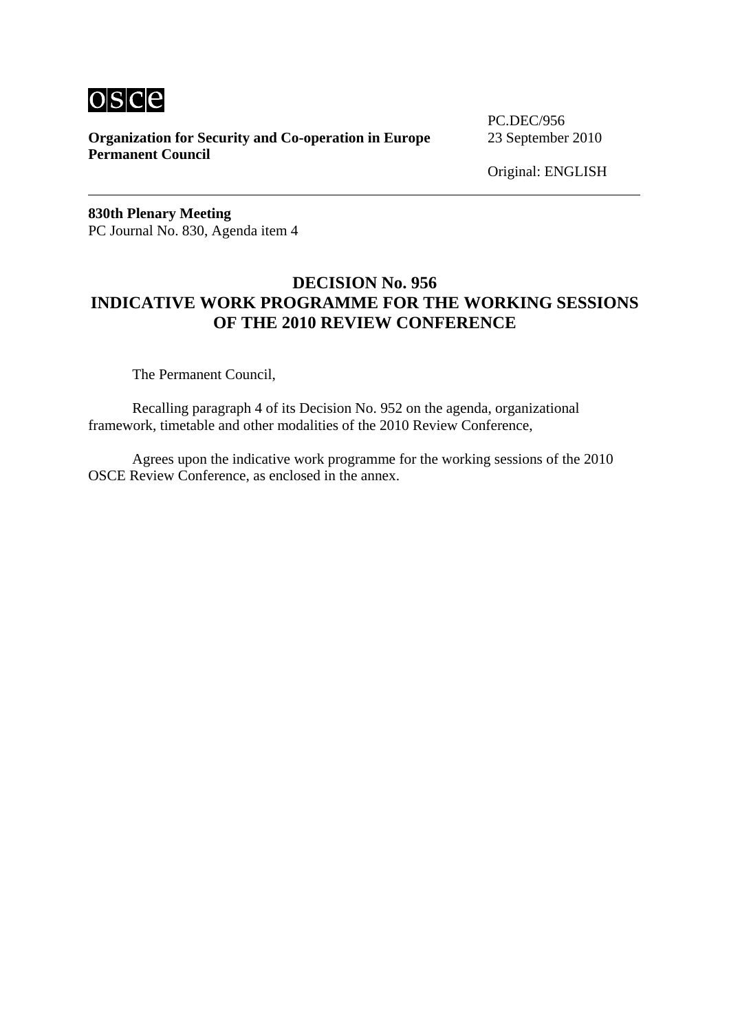**Organization for Security and Co-operation in Europe**
**Permanent Council**

PC.DEC/956
23 September 2010

Original: ENGLISH

**830th Plenary Meeting**
PC Journal No. 830, Agenda item 4

# DECISION No. 956
# INDICATIVE WORK PROGRAMME FOR THE WORKING SESSIONS OF THE 2010 REVIEW CONFERENCE

The Permanent Council,

Recalling paragraph 4 of its Decision No. 952 on the agenda, organizational framework, timetable and other modalities of the 2010 Review Conference,

Agrees upon the indicative work programme for the working sessions of the 2010 OSCE Review Conference, as enclosed in the annex.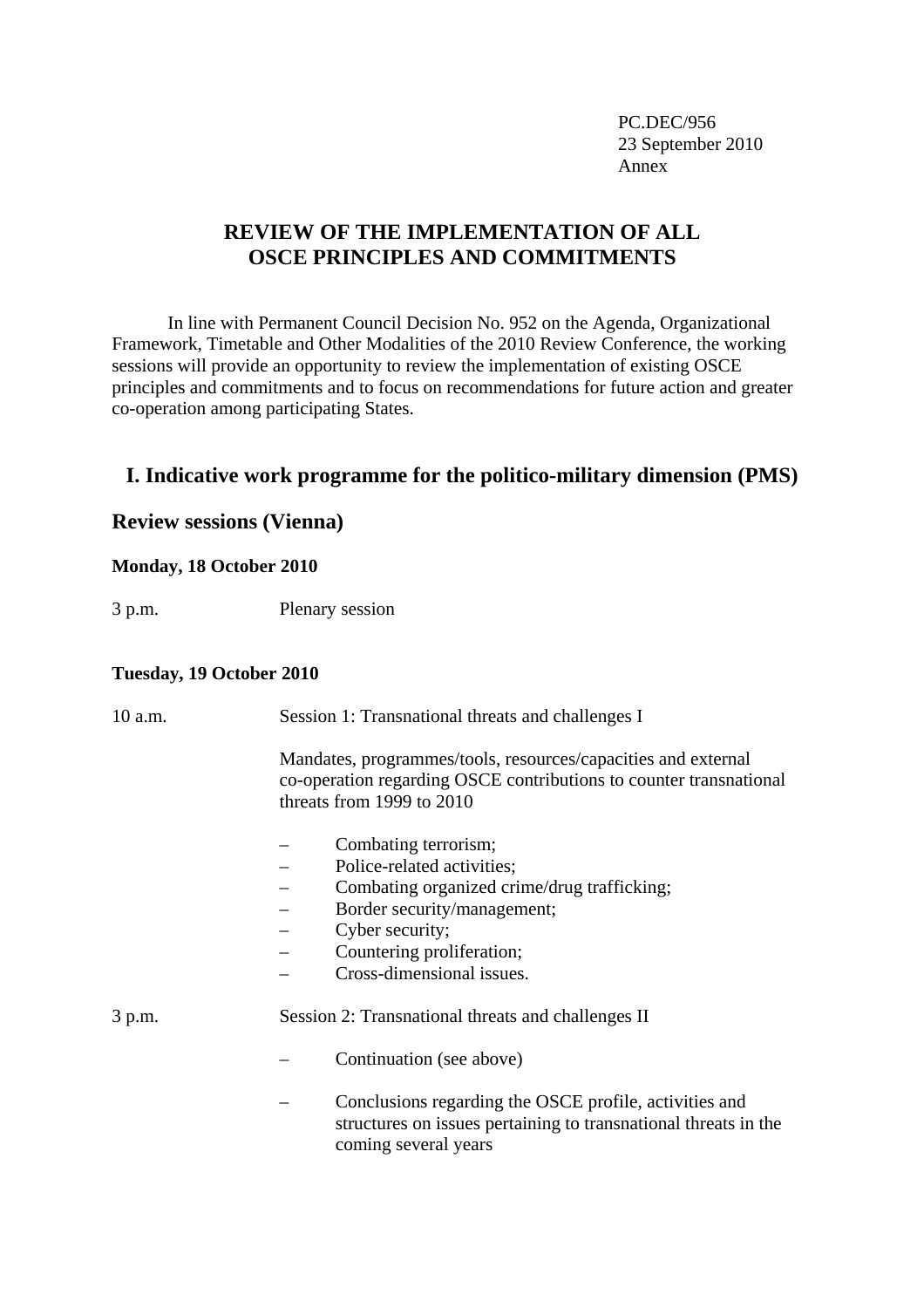PC.DEC/956
23 September 2010
Annex

# REVIEW OF THE IMPLEMENTATION OF ALL OSCE PRINCIPLES AND COMMITMENTS

In line with Permanent Council Decision No. 952 on the Agenda, Organizational Framework, Timetable and Other Modalities of the 2010 Review Conference, the working sessions will provide an opportunity to review the implementation of existing OSCE principles and commitments and to focus on recommendations for future action and greater co-operation among participating States.

## I. Indicative work programme for the politico-military dimension (PMS)

### Review sessions (Vienna)

**Monday, 18 October 2010**

3 p.m. Plenary session

**Tuesday, 19 October 2010**

10 a.m. Session 1: Transnational threats and challenges I

Mandates, programmes/tools, resources/capacities and external co-operation regarding OSCE contributions to counter transnational threats from 1999 to 2010

- Combating terrorism;
- Police-related activities;
- Combating organized crime/drug trafficking;
- Border security/management;
- Cyber security;
- Countering proliferation;
- Cross-dimensional issues.

3 p.m. Session 2: Transnational threats and challenges II

- Continuation (see above)
- Conclusions regarding the OSCE profile, activities and structures on issues pertaining to transnational threats in the coming several years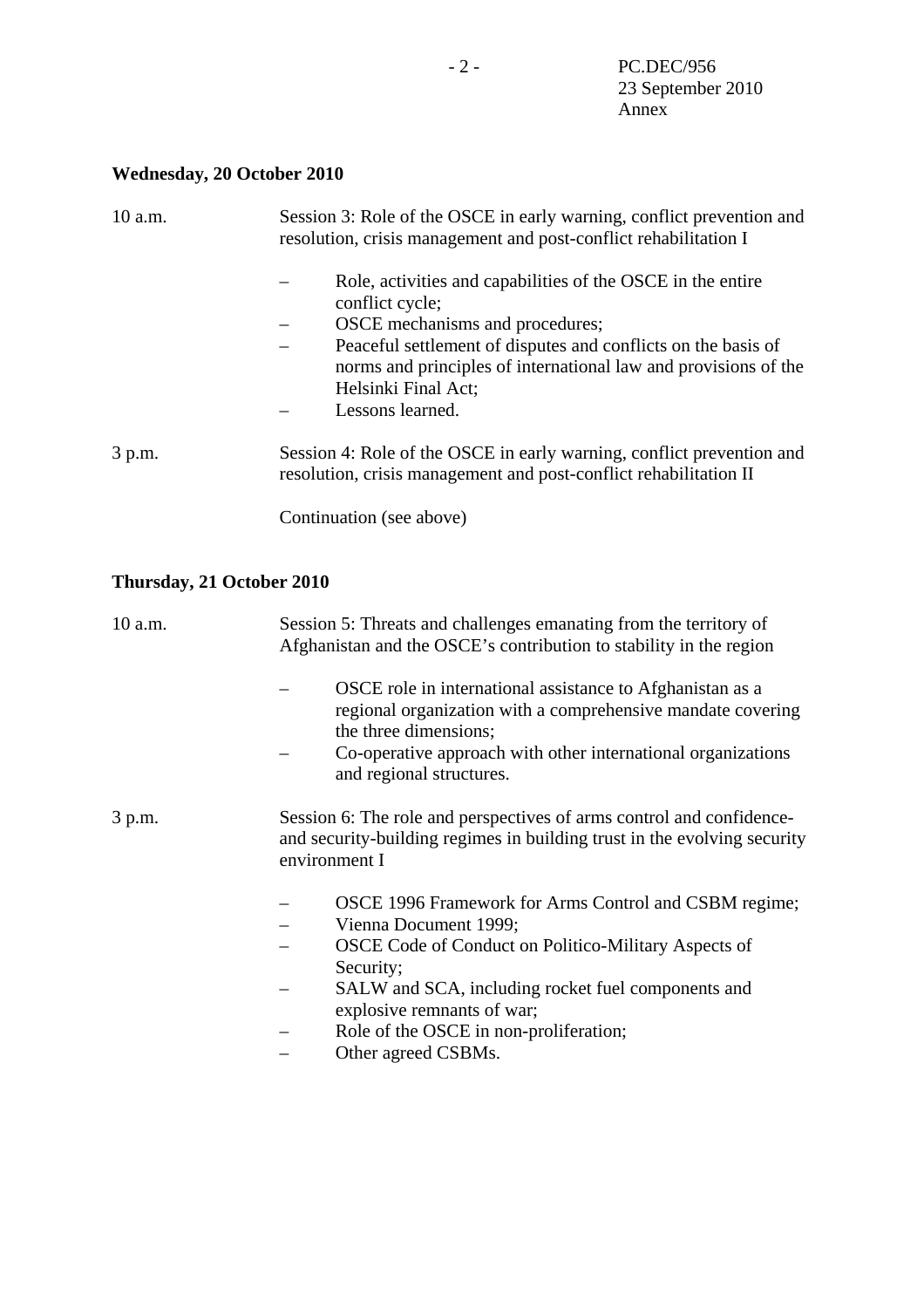**Wednesday, 20 October 2010**

10 a.m. Session 3: Role of the OSCE in early warning, conflict prevention and resolution, crisis management and post-conflict rehabilitation I

- Role, activities and capabilities of the OSCE in the entire conflict cycle;
- OSCE mechanisms and procedures;
- Peaceful settlement of disputes and conflicts on the basis of norms and principles of international law and provisions of the Helsinki Final Act;
- Lessons learned.

3 p.m. Session 4: Role of the OSCE in early warning, conflict prevention and resolution, crisis management and post-conflict rehabilitation II

Continuation (see above)

**Thursday, 21 October 2010**

10 a.m. Session 5: Threats and challenges emanating from the territory of Afghanistan and the OSCE's contribution to stability in the region

- OSCE role in international assistance to Afghanistan as a regional organization with a comprehensive mandate covering the three dimensions;
- Co-operative approach with other international organizations and regional structures.

3 p.m. Session 6: The role and perspectives of arms control and confidence- and security-building regimes in building trust in the evolving security environment I

- OSCE 1996 Framework for Arms Control and CSBM regime;
- Vienna Document 1999;
- OSCE Code of Conduct on Politico-Military Aspects of Security;
- SALW and SCA, including rocket fuel components and explosive remnants of war;
- Role of the OSCE in non-proliferation;
- Other agreed CSBMs.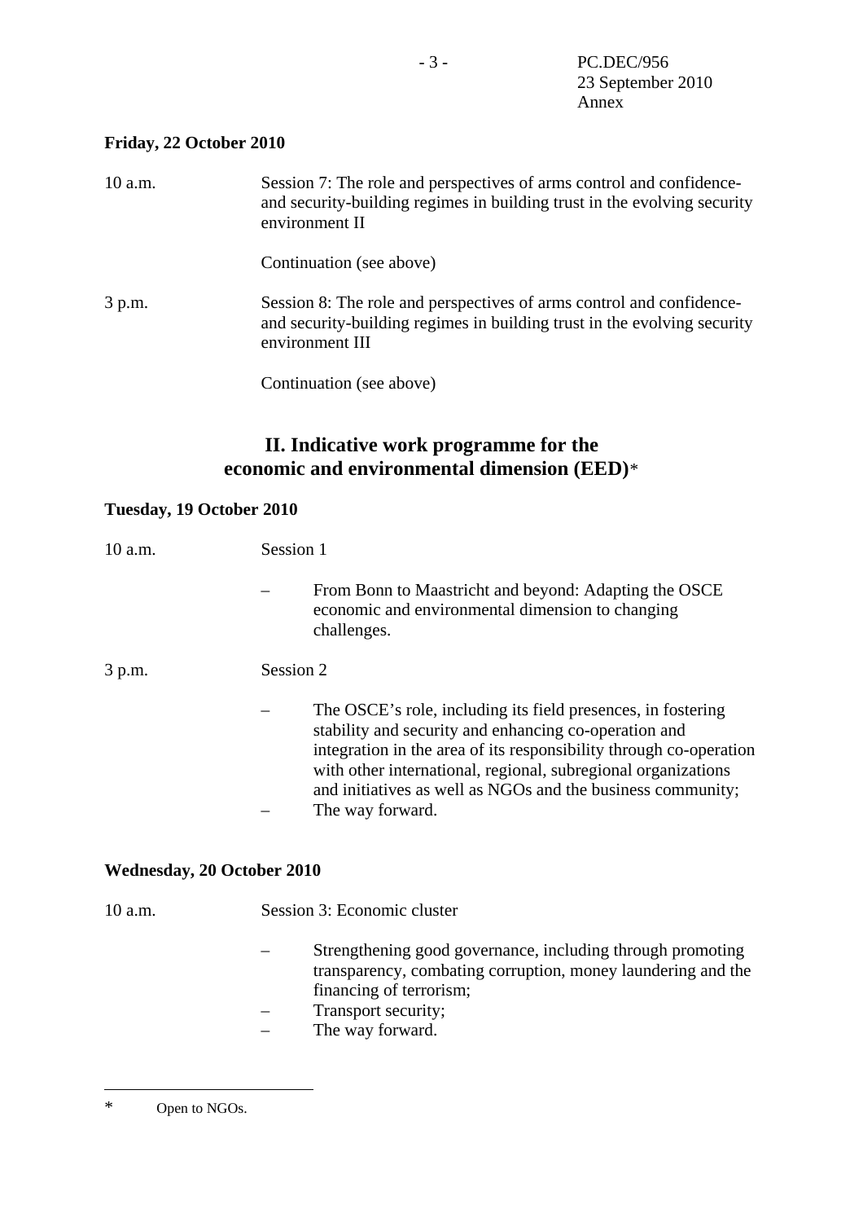**Friday, 22 October 2010**

10 a.m. Session 7: The role and perspectives of arms control and confidence- and security-building regimes in building trust in the evolving security environment II

Continuation (see above)

3 p.m. Session 8: The role and perspectives of arms control and confidence- and security-building regimes in building trust in the evolving security environment III

Continuation (see above)

## II. Indicative work programme for the economic and environmental dimension (EED)*

**Tuesday, 19 October 2010**

10 a.m. Session 1

– From Bonn to Maastricht and beyond: Adapting the OSCE economic and environmental dimension to changing challenges.

3 p.m. Session 2

– The OSCE's role, including its field presences, in fostering stability and security and enhancing co-operation and integration in the area of its responsibility through co-operation with other international, regional, subregional organizations and initiatives as well as NGOs and the business community;
– The way forward.

**Wednesday, 20 October 2010**

10 a.m. Session 3: Economic cluster

– Strengthening good governance, including through promoting transparency, combating corruption, money laundering and the financing of terrorism;
– Transport security;
– The way forward.

---

* Open to NGOs.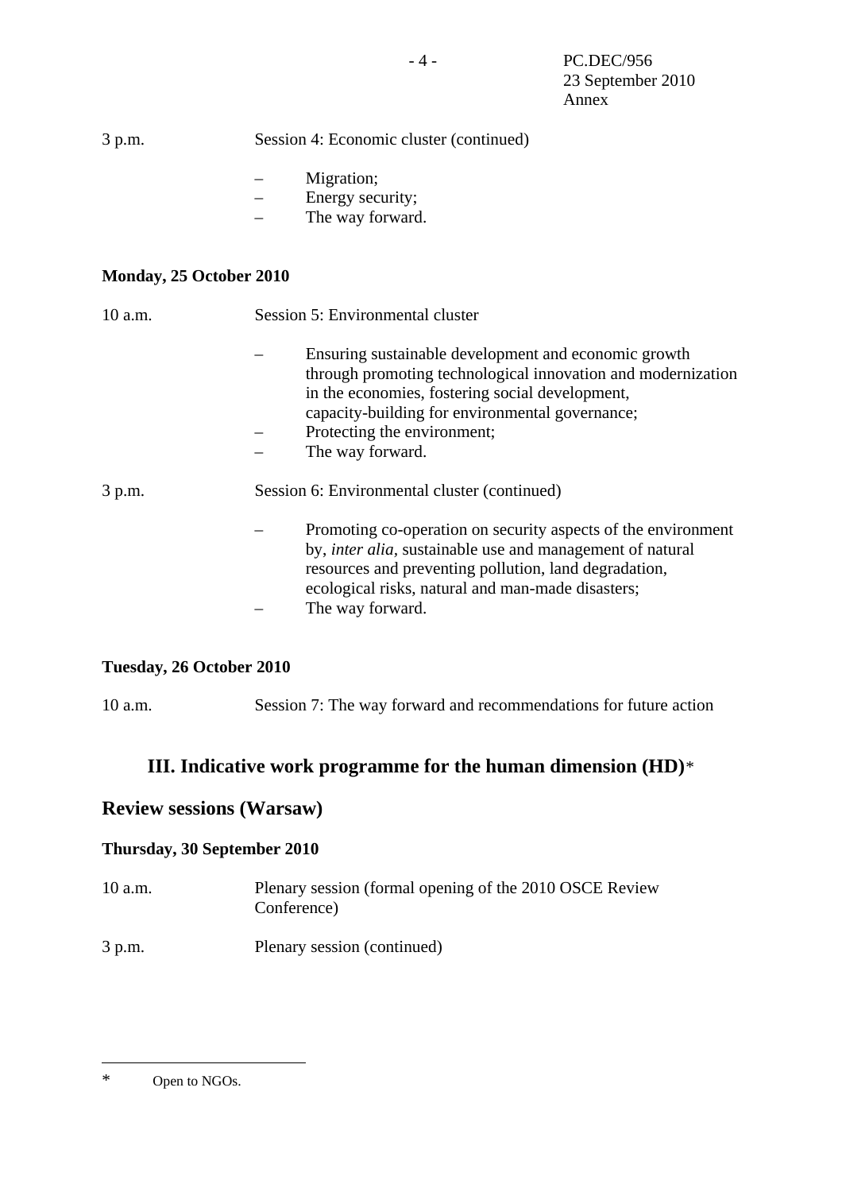3 p.m. Session 4: Economic cluster (continued)

- Migration;
- Energy security;
- The way forward.

**Monday, 25 October 2010**

10 a.m. Session 5: Environmental cluster

- Ensuring sustainable development and economic growth through promoting technological innovation and modernization in the economies, fostering social development, capacity-building for environmental governance;
- Protecting the environment;
- The way forward.

3 p.m. Session 6: Environmental cluster (continued)

- Promoting co-operation on security aspects of the environment by, *inter alia*, sustainable use and management of natural resources and preventing pollution, land degradation, ecological risks, natural and man-made disasters;
- The way forward.

**Tuesday, 26 October 2010**

10 a.m. Session 7: The way forward and recommendations for future action

## III. Indicative work programme for the human dimension (HD)*

## Review sessions (Warsaw)

**Thursday, 30 September 2010**

10 a.m. Plenary session (formal opening of the 2010 OSCE Review Conference)

3 p.m. Plenary session (continued)

---

\* Open to NGOs.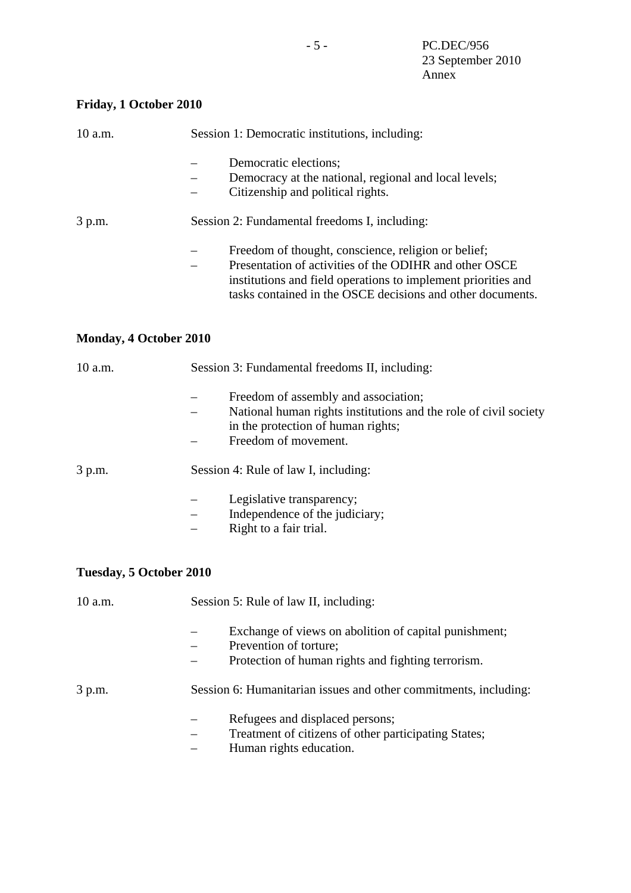**Friday, 1 October 2010**

10 a.m. Session 1: Democratic institutions, including:

- Democratic elections;
- Democracy at the national, regional and local levels;
- Citizenship and political rights.

3 p.m. Session 2: Fundamental freedoms I, including:

- Freedom of thought, conscience, religion or belief;
- Presentation of activities of the ODIHR and other OSCE institutions and field operations to implement priorities and tasks contained in the OSCE decisions and other documents.

**Monday, 4 October 2010**

10 a.m. Session 3: Fundamental freedoms II, including:

- Freedom of assembly and association;
- National human rights institutions and the role of civil society in the protection of human rights;
- Freedom of movement.

3 p.m. Session 4: Rule of law I, including:

- Legislative transparency;
- Independence of the judiciary;
- Right to a fair trial.

**Tuesday, 5 October 2010**

10 a.m. Session 5: Rule of law II, including:

- Exchange of views on abolition of capital punishment;
- Prevention of torture;
- Protection of human rights and fighting terrorism.

3 p.m. Session 6: Humanitarian issues and other commitments, including:

- Refugees and displaced persons;
- Treatment of citizens of other participating States;
- Human rights education.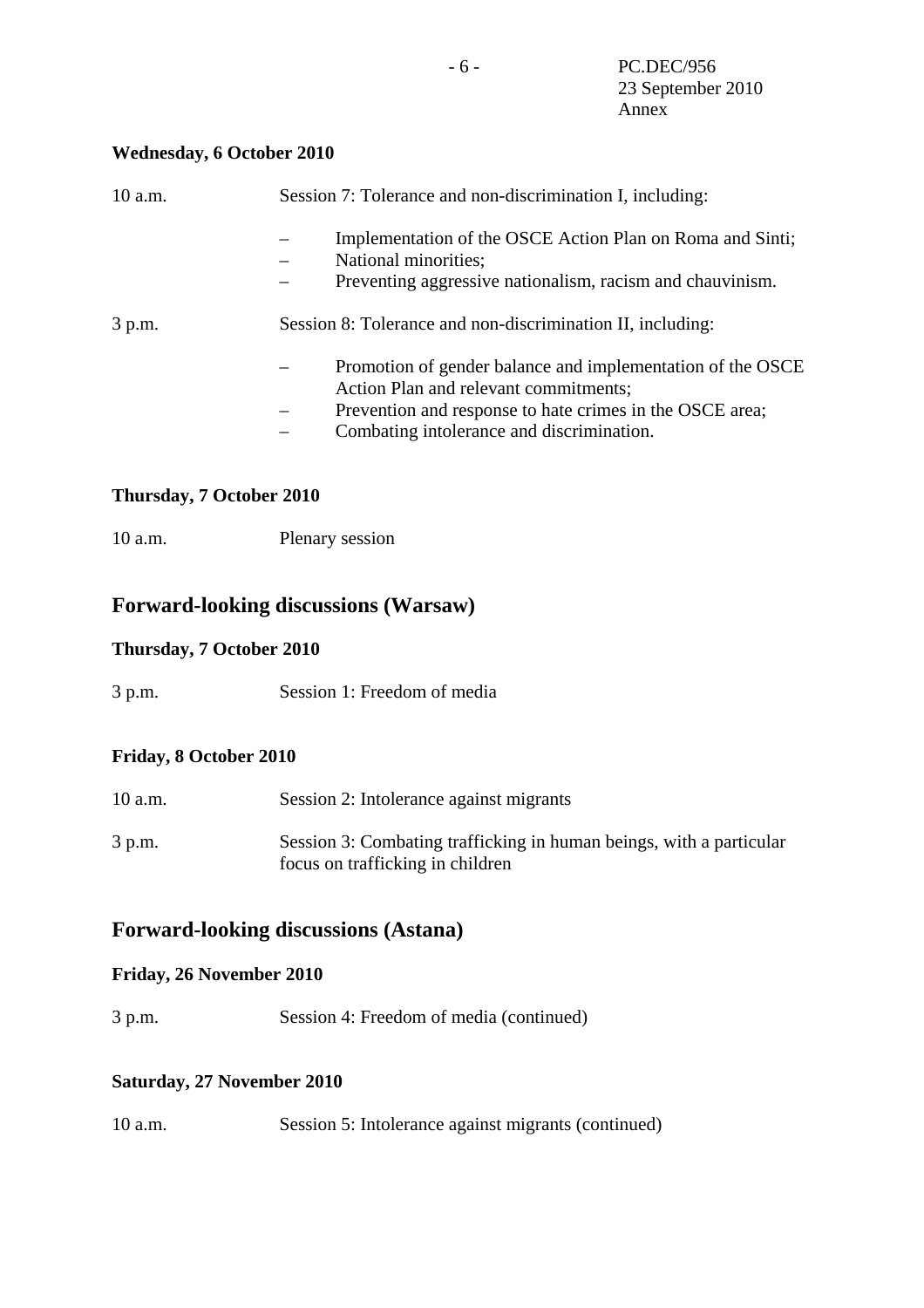**Wednesday, 6 October 2010**

10 a.m. Session 7: Tolerance and non-discrimination I, including:

- Implementation of the OSCE Action Plan on Roma and Sinti;
- National minorities;
- Preventing aggressive nationalism, racism and chauvinism.

3 p.m. Session 8: Tolerance and non-discrimination II, including:

- Promotion of gender balance and implementation of the OSCE Action Plan and relevant commitments;
- Prevention and response to hate crimes in the OSCE area;
- Combating intolerance and discrimination.

**Thursday, 7 October 2010**

10 a.m. Plenary session

## Forward-looking discussions (Warsaw)

**Thursday, 7 October 2010**

3 p.m. Session 1: Freedom of media

**Friday, 8 October 2010**

10 a.m. Session 2: Intolerance against migrants

3 p.m. Session 3: Combating trafficking in human beings, with a particular focus on trafficking in children

## Forward-looking discussions (Astana)

**Friday, 26 November 2010**

3 p.m. Session 4: Freedom of media (continued)

**Saturday, 27 November 2010**

10 a.m. Session 5: Intolerance against migrants (continued)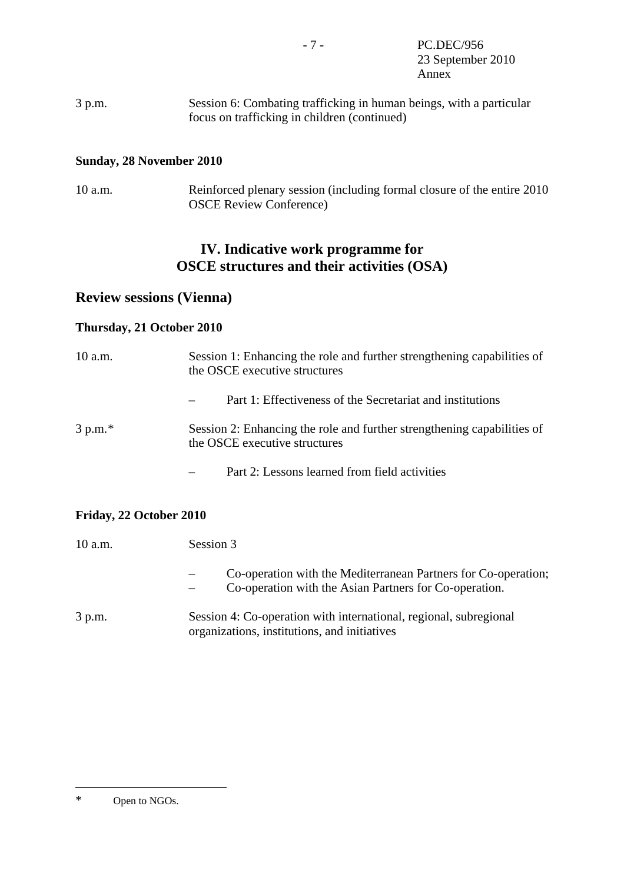3 p.m. Session 6: Combating trafficking in human beings, with a particular focus on trafficking in children (continued)

**Sunday, 28 November 2010**

10 a.m. Reinforced plenary session (including formal closure of the entire 2010 OSCE Review Conference)

## IV. Indicative work programme for OSCE structures and their activities (OSA)

### Review sessions (Vienna)

**Thursday, 21 October 2010**

10 a.m. Session 1: Enhancing the role and further strengthening capabilities of the OSCE executive structures

– Part 1: Effectiveness of the Secretariat and institutions

3 p.m.* Session 2: Enhancing the role and further strengthening capabilities of the OSCE executive structures

– Part 2: Lessons learned from field activities

**Friday, 22 October 2010**

10 a.m. Session 3

– Co-operation with the Mediterranean Partners for Co-operation;
– Co-operation with the Asian Partners for Co-operation.

3 p.m. Session 4: Co-operation with international, regional, subregional organizations, institutions, and initiatives

---

* Open to NGOs.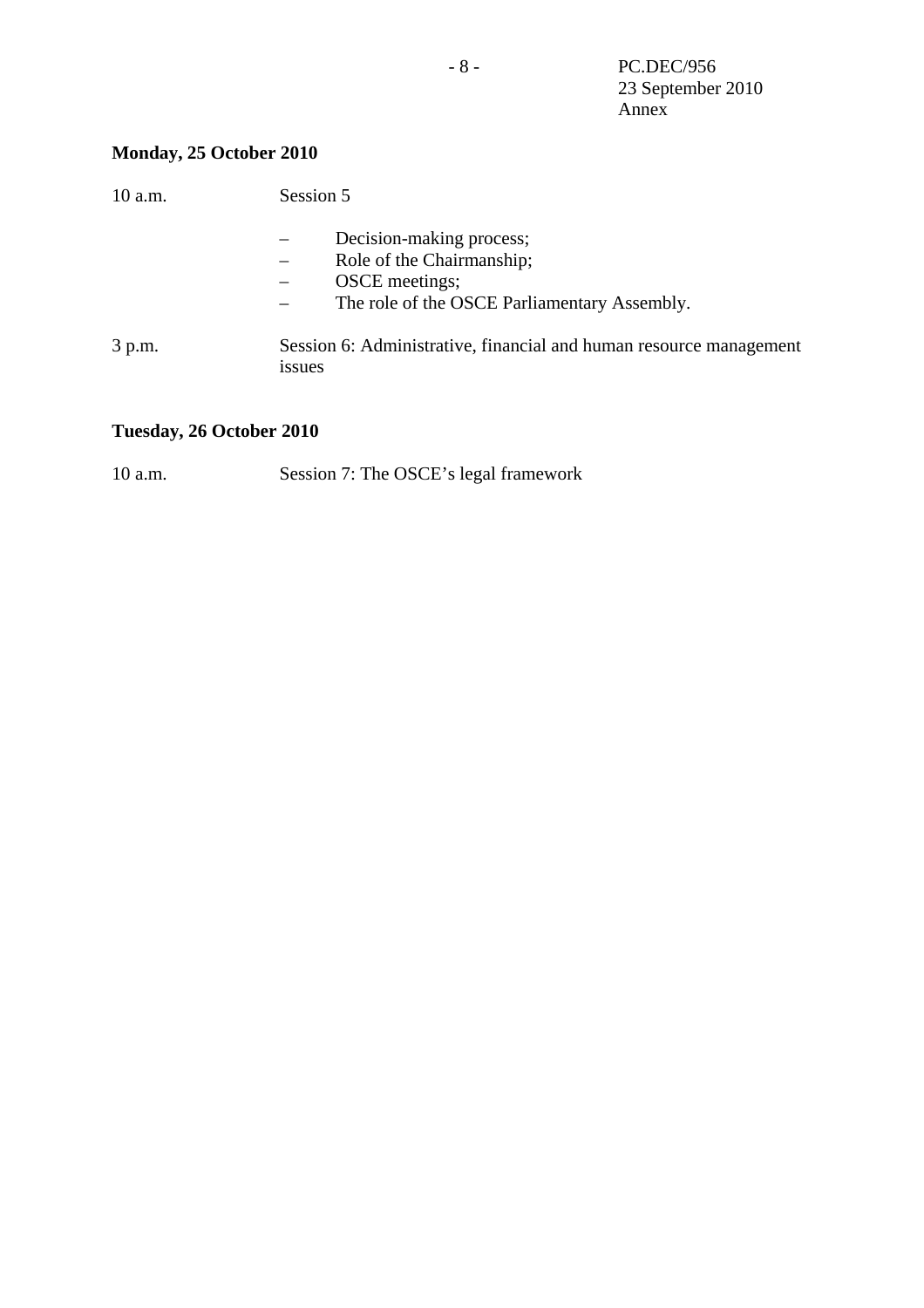**Monday, 25 October 2010**

10 a.m. Session 5

- Decision-making process;
- Role of the Chairmanship;
- OSCE meetings;
- The role of the OSCE Parliamentary Assembly.

3 p.m. Session 6: Administrative, financial and human resource management issues

**Tuesday, 26 October 2010**

10 a.m. Session 7: The OSCE’s legal framework